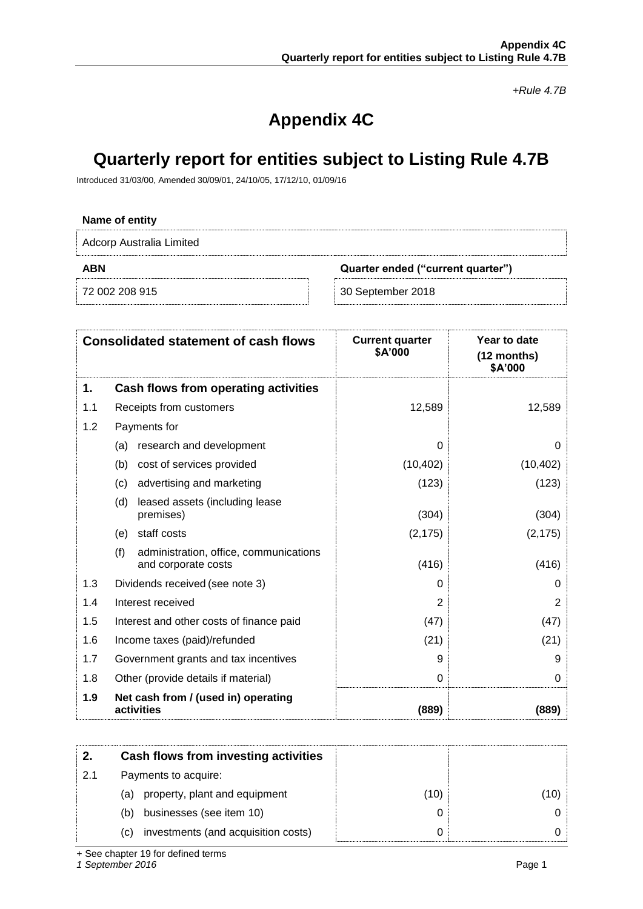*+Rule 4.7B*

# Appendix 4C

# Quarterly report for entities subject to Listing Rule 4.7B

Introduced 31/03/00, Amended 30/09/01, 24/10/05, 17/12/10, 01/09/16

| Name of entity | |
|---|---|
| Adcorp Australia Limited | |
| **ABN** | **Quarter ended ("current quarter")** |
| 72 002 208 915 | 30 September 2018 |

| | **Consolidated statement of cash flows** | **Current quarter $A'000** | **Year to date (12 months) $A'000** |
|---|---|---|---|
| **1.** | **Cash flows from operating activities** | | |
| 1.1 | Receipts from customers | 12,589 | 12,589 |
| 1.2 | Payments for | | |
| | (a) research and development | 0 | 0 |
| | (b) cost of services provided | (10,402) | (10,402) |
| | (c) advertising and marketing | (123) | (123) |
| | (d) leased assets (including lease premises) | (304) | (304) |
| | (e) staff costs | (2,175) | (2,175) |
| | (f) administration, office, communications and corporate costs | (416) | (416) |
| 1.3 | Dividends received (see note 3) | 0 | 0 |
| 1.4 | Interest received | 2 | 2 |
| 1.5 | Interest and other costs of finance paid | (47) | (47) |
| 1.6 | Income taxes (paid)/refunded | (21) | (21) |
| 1.7 | Government grants and tax incentives | 9 | 9 |
| 1.8 | Other (provide details if material) | 0 | 0 |
| **1.9** | **Net cash from / (used in) operating activities** | **(889)** | **(889)** |

| **2.** | **Cash flows from investing activities** | | |
|---|---|---|---|
| 2.1 | Payments to acquire: | | |
| | (a) property, plant and equipment | (10) | (10) |
| | (b) businesses (see item 10) | 0 | 0 |
| | (c) investments (and acquisition costs) | 0 | 0 |

+ See chapter 19 for defined terms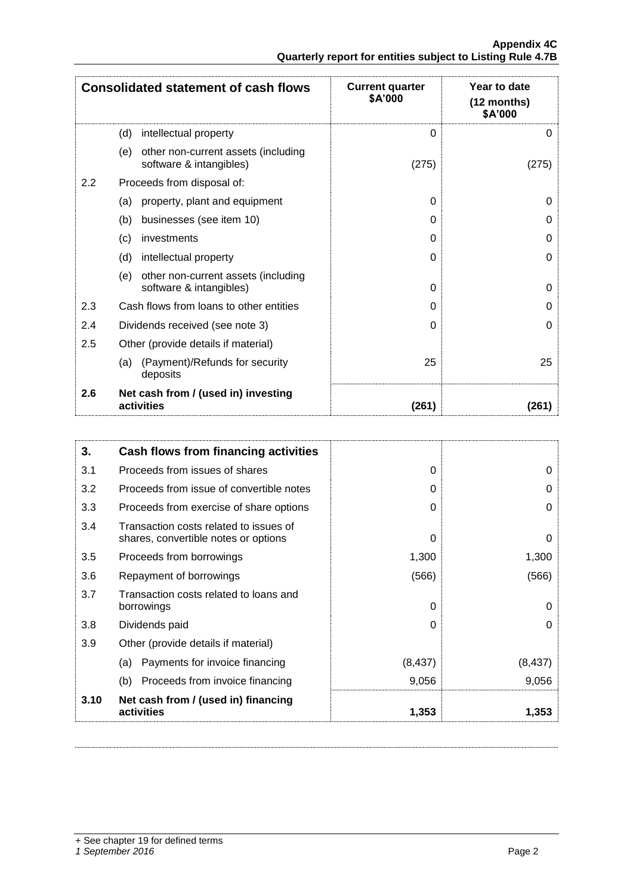| Consolidated statement of cash flows | | Current quarter \$A'000 | Year to date (12 months) \$A'000 |
|---|---|---|---|
| | (d) intellectual property | 0 | 0 |
| | (e) other non-current assets (including software & intangibles) | (275) | (275) |
| 2.2 | Proceeds from disposal of: | | |
| | (a) property, plant and equipment | 0 | 0 |
| | (b) businesses (see item 10) | 0 | 0 |
| | (c) investments | 0 | 0 |
| | (d) intellectual property | 0 | 0 |
| | (e) other non-current assets (including software & intangibles) | 0 | 0 |
| 2.3 | Cash flows from loans to other entities | 0 | 0 |
| 2.4 | Dividends received (see note 3) | 0 | 0 |
| 2.5 | Other (provide details if material) | | |
| | (a) (Payment)/Refunds for security deposits | 25 | 25 |
| **2.6** | **Net cash from / (used in) investing activities** | **(261)** | **(261)** |

| **3.** | **Cash flows from financing activities** | | |
|---|---|---|---|
| 3.1 | Proceeds from issues of shares | 0 | 0 |
| 3.2 | Proceeds from issue of convertible notes | 0 | 0 |
| 3.3 | Proceeds from exercise of share options | 0 | 0 |
| 3.4 | Transaction costs related to issues of shares, convertible notes or options | 0 | 0 |
| 3.5 | Proceeds from borrowings | 1,300 | 1,300 |
| 3.6 | Repayment of borrowings | (566) | (566) |
| 3.7 | Transaction costs related to loans and borrowings | 0 | 0 |
| 3.8 | Dividends paid | 0 | 0 |
| 3.9 | Other (provide details if material) | | |
| | (a) Payments for invoice financing | (8,437) | (8,437) |
| | (b) Proceeds from invoice financing | 9,056 | 9,056 |
| **3.10** | **Net cash from / (used in) financing activities** | **1,353** | **1,353** |

+ See chapter 19 for defined terms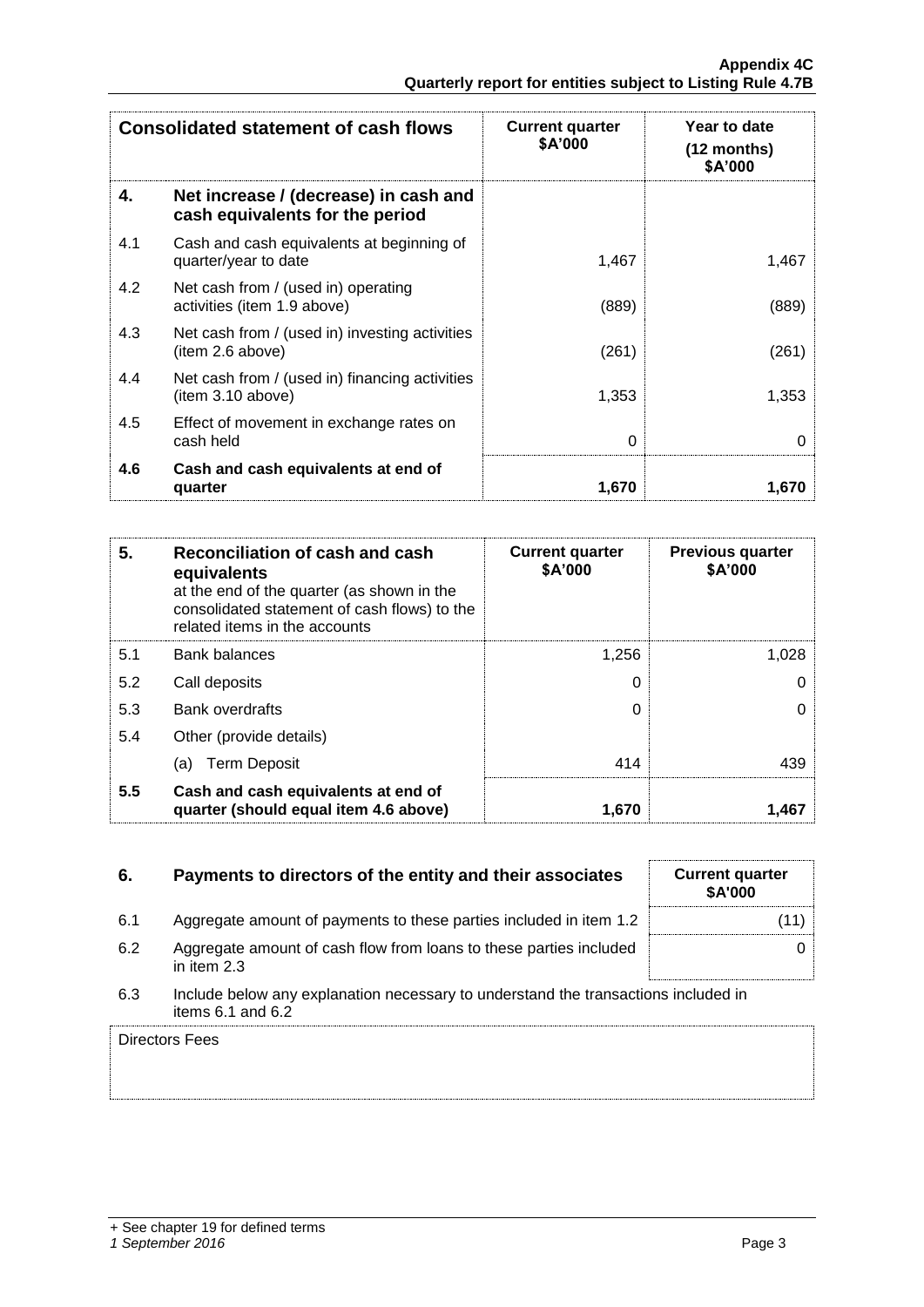| | Consolidated statement of cash flows | Current quarter $A'000 | Year to date (12 months) $A'000 |
|---|---|---|---|
| **4.** | **Net increase / (decrease) in cash and cash equivalents for the period** | | |
| 4.1 | Cash and cash equivalents at beginning of quarter/year to date | 1,467 | 1,467 |
| 4.2 | Net cash from / (used in) operating activities (item 1.9 above) | (889) | (889) |
| 4.3 | Net cash from / (used in) investing activities (item 2.6 above) | (261) | (261) |
| 4.4 | Net cash from / (used in) financing activities (item 3.10 above) | 1,353 | 1,353 |
| 4.5 | Effect of movement in exchange rates on cash held | 0 | 0 |
| **4.6** | **Cash and cash equivalents at end of quarter** | **1,670** | **1,670** |

| **5.** | **Reconciliation of cash and cash equivalents** at the end of the quarter (as shown in the consolidated statement of cash flows) to the related items in the accounts | **Current quarter $A'000** | **Previous quarter $A'000** |
|---|---|---|---|
| 5.1 | Bank balances | 1,256 | 1,028 |
| 5.2 | Call deposits | 0 | 0 |
| 5.3 | Bank overdrafts | 0 | 0 |
| 5.4 | Other (provide details) | | |
| | (a) Term Deposit | 414 | 439 |
| **5.5** | **Cash and cash equivalents at end of quarter (should equal item 4.6 above)** | **1,670** | **1,467** |

| **6.** | **Payments to directors of the entity and their associates** | **Current quarter $A'000** |
|---|---|---|
| 6.1 | Aggregate amount of payments to these parties included in item 1.2 | (11) |
| 6.2 | Aggregate amount of cash flow from loans to these parties included in item 2.3 | 0 |

6.3 Include below any explanation necessary to understand the transactions included in items 6.1 and 6.2

Directors Fees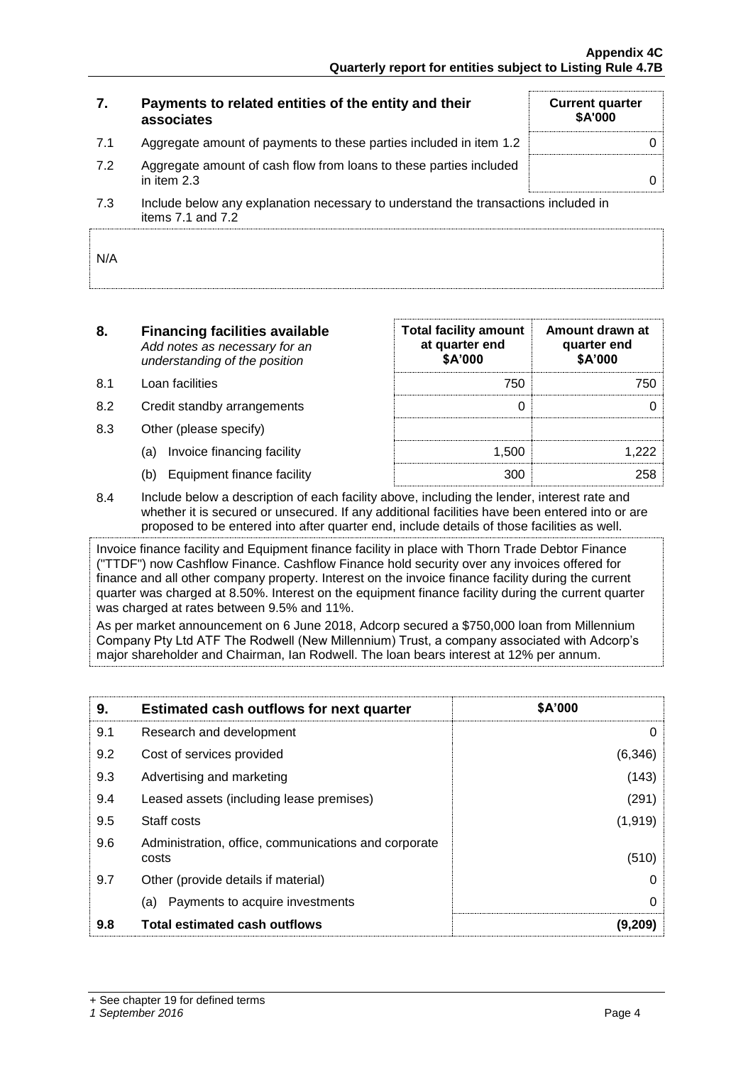| 7. | Payments to related entities of the entity and their associates | Current quarter $A'000 |
|---|---|---|
| 7.1 | Aggregate amount of payments to these parties included in item 1.2 | 0 |
| 7.2 | Aggregate amount of cash flow from loans to these parties included in item 2.3 | 0 |
| 7.3 | Include below any explanation necessary to understand the transactions included in items 7.1 and 7.2 | |

N/A

| 8. | **Financing facilities available** *Add notes as necessary for an understanding of the position* | Total facility amount at quarter end $A'000 | Amount drawn at quarter end $A'000 |
|---|---|---|---|
| 8.1 | Loan facilities | 750 | 750 |
| 8.2 | Credit standby arrangements | 0 | 0 |
| 8.3 | Other (please specify) | | |
| | (a) Invoice financing facility | 1,500 | 1,222 |
| | (b) Equipment finance facility | 300 | 258 |

8.4 Include below a description of each facility above, including the lender, interest rate and whether it is secured or unsecured. If any additional facilities have been entered into or are proposed to be entered into after quarter end, include details of those facilities as well.

Invoice finance facility and Equipment finance facility in place with Thorn Trade Debtor Finance ("TTDF") now Cashflow Finance. Cashflow Finance hold security over any invoices offered for finance and all other company property. Interest on the invoice finance facility during the current quarter was charged at 8.50%. Interest on the equipment finance facility during the current quarter was charged at rates between 9.5% and 11%.

As per market announcement on 6 June 2018, Adcorp secured a $750,000 loan from Millennium Company Pty Ltd ATF The Rodwell (New Millennium) Trust, a company associated with Adcorp's major shareholder and Chairman, Ian Rodwell. The loan bears interest at 12% per annum.

| 9. | **Estimated cash outflows for next quarter** | $A'000 |
|---|---|---|
| 9.1 | Research and development | 0 |
| 9.2 | Cost of services provided | (6,346) |
| 9.3 | Advertising and marketing | (143) |
| 9.4 | Leased assets (including lease premises) | (291) |
| 9.5 | Staff costs | (1,919) |
| 9.6 | Administration, office, communications and corporate costs | (510) |
| 9.7 | Other (provide details if material) | 0 |
| | (a) Payments to acquire investments | 0 |
| **9.8** | **Total estimated cash outflows** | **(9,209)** |

+ See chapter 19 for defined terms
*1 September 2016*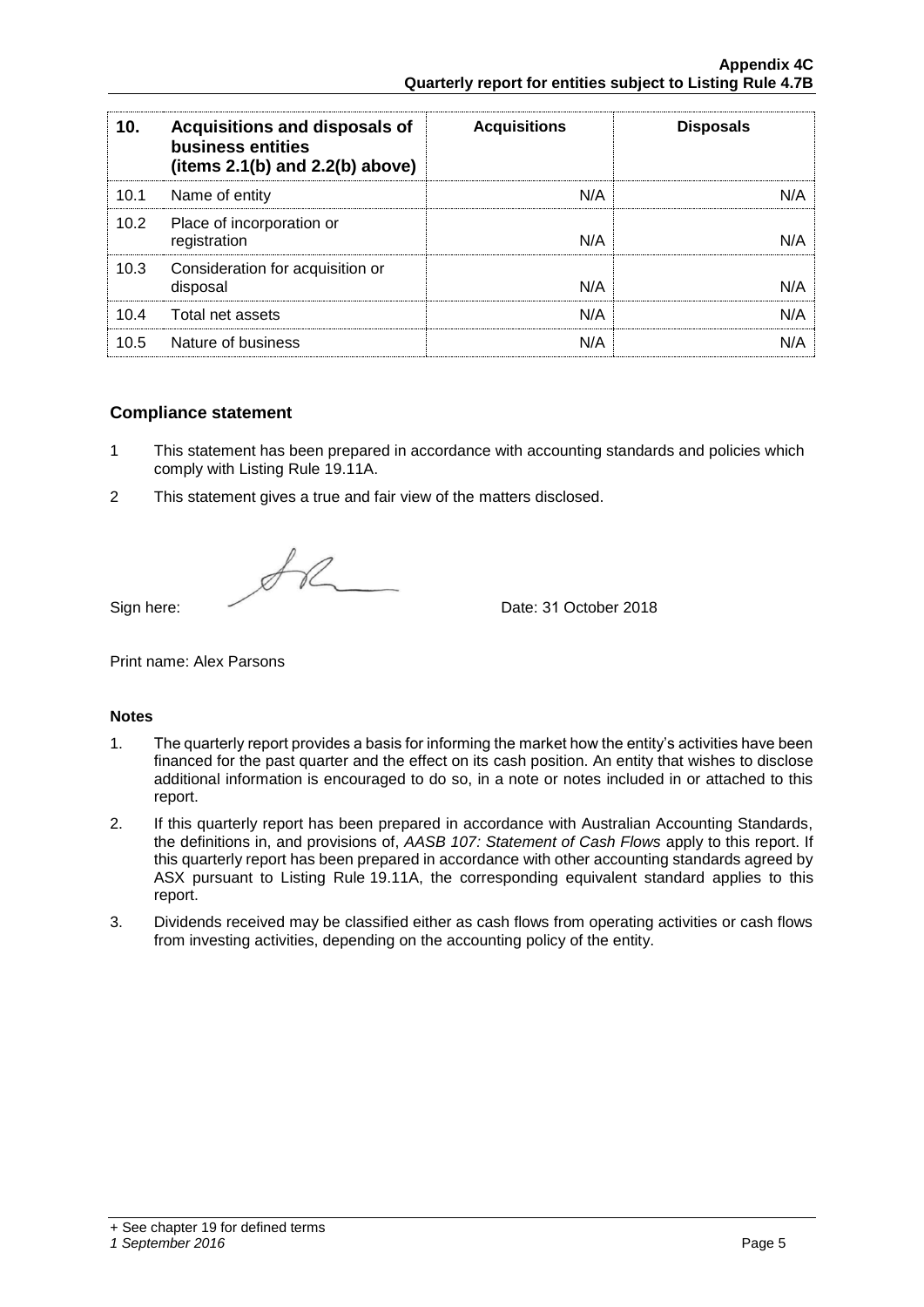| 10. | Acquisitions and disposals of business entities (items 2.1(b) and 2.2(b) above) | Acquisitions | Disposals |
|---|---|---|---|
| 10.1 | Name of entity | N/A | N/A |
| 10.2 | Place of incorporation or registration | N/A | N/A |
| 10.3 | Consideration for acquisition or disposal | N/A | N/A |
| 10.4 | Total net assets | N/A | N/A |
| 10.5 | Nature of business | N/A | N/A |

## Compliance statement

1 This statement has been prepared in accordance with accounting standards and policies which comply with Listing Rule 19.11A.

2 This statement gives a true and fair view of the matters disclosed.

Sign here: Date: 31 October 2018

Print name: Alex Parsons

### Notes

1. The quarterly report provides a basis for informing the market how the entity's activities have been financed for the past quarter and the effect on its cash position. An entity that wishes to disclose additional information is encouraged to do so, in a note or notes included in or attached to this report.
2. If this quarterly report has been prepared in accordance with Australian Accounting Standards, the definitions in, and provisions of, *AASB 107: Statement of Cash Flows* apply to this report. If this quarterly report has been prepared in accordance with other accounting standards agreed by ASX pursuant to Listing Rule 19.11A, the corresponding equivalent standard applies to this report.
3. Dividends received may be classified either as cash flows from operating activities or cash flows from investing activities, depending on the accounting policy of the entity.